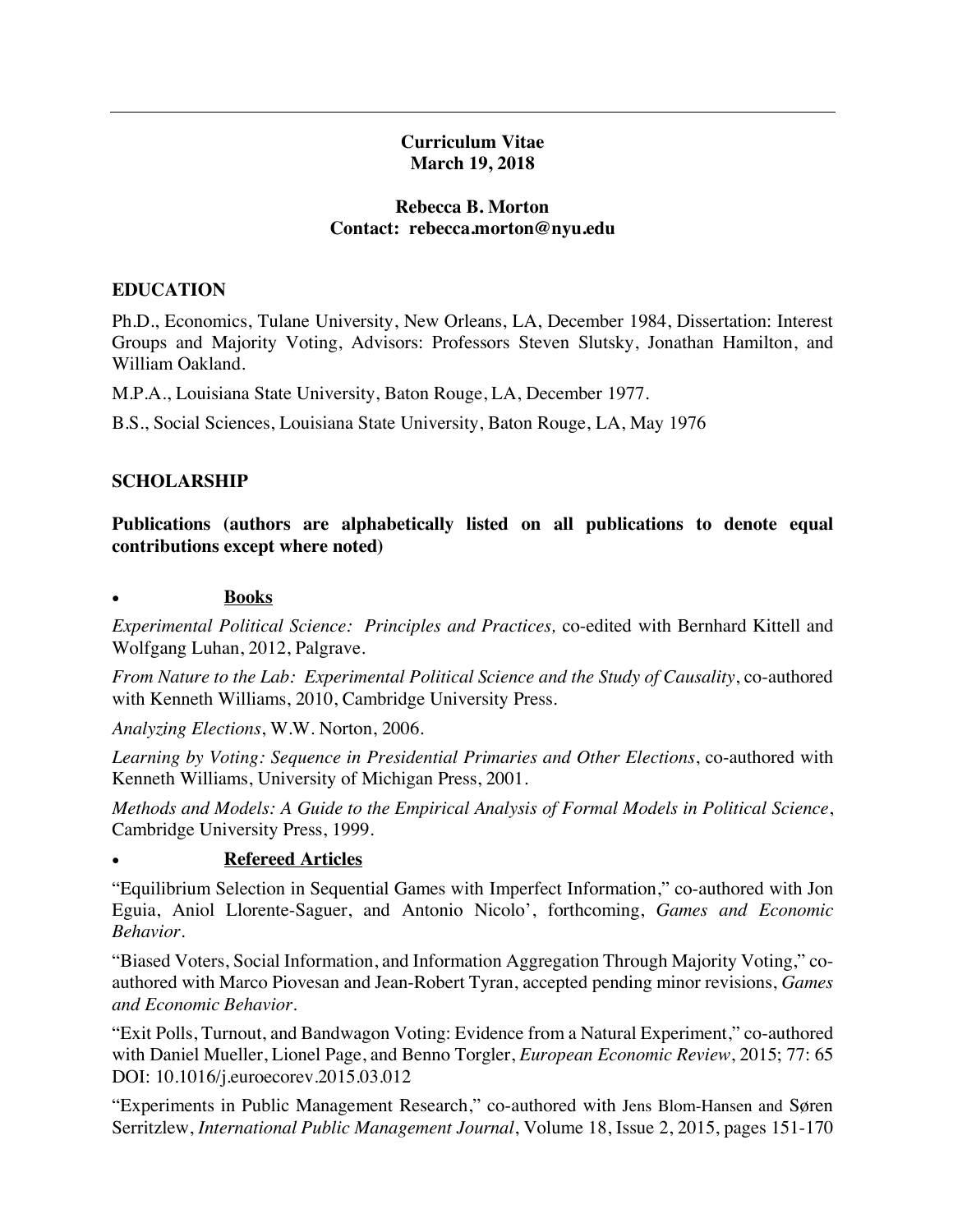# Curriculum Vitae
## March 19, 2018

## Rebecca B. Morton
## Contact: rebecca.morton@nyu.edu

### EDUCATION

Ph.D., Economics, Tulane University, New Orleans, LA, December 1984, Dissertation: Interest Groups and Majority Voting, Advisors: Professors Steven Slutsky, Jonathan Hamilton, and William Oakland.

M.P.A., Louisiana State University, Baton Rouge, LA, December 1977.

B.S., Social Sciences, Louisiana State University, Baton Rouge, LA, May 1976

### SCHOLARSHIP

**Publications (authors are alphabetically listed on all publications to denote equal contributions except where noted)**

- **Books**

*Experimental Political Science: Principles and Practices,* co-edited with Bernhard Kittell and Wolfgang Luhan, 2012, Palgrave.

*From Nature to the Lab: Experimental Political Science and the Study of Causality*, co-authored with Kenneth Williams, 2010, Cambridge University Press.

*Analyzing Elections*, W.W. Norton, 2006.

*Learning by Voting: Sequence in Presidential Primaries and Other Elections*, co-authored with Kenneth Williams, University of Michigan Press, 2001.

*Methods and Models: A Guide to the Empirical Analysis of Formal Models in Political Science*, Cambridge University Press, 1999.

- **Refereed Articles**

"Equilibrium Selection in Sequential Games with Imperfect Information," co-authored with Jon Eguia, Aniol Llorente-Saguer, and Antonio Nicolo', forthcoming, *Games and Economic Behavior*.

"Biased Voters, Social Information, and Information Aggregation Through Majority Voting," co-authored with Marco Piovesan and Jean-Robert Tyran, accepted pending minor revisions, *Games and Economic Behavior*.

"Exit Polls, Turnout, and Bandwagon Voting: Evidence from a Natural Experiment," co-authored with Daniel Mueller, Lionel Page, and Benno Torgler, *European Economic Review*, 2015; 77: 65 DOI: 10.1016/j.euroecorev.2015.03.012

"Experiments in Public Management Research," co-authored with Jens Blom-Hansen and Søren Serritzlew, *International Public Management Journal*, Volume 18, Issue 2, 2015, pages 151-170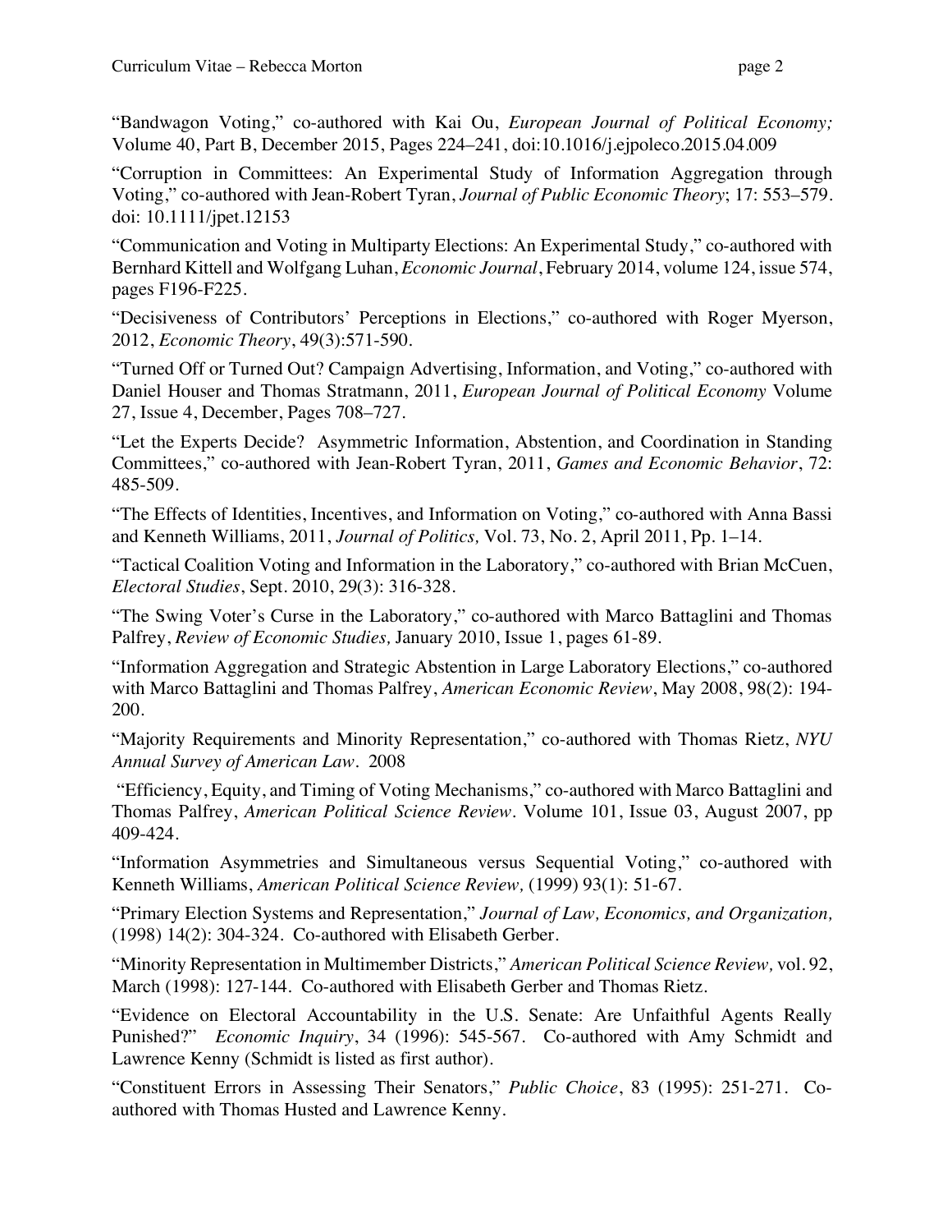"Bandwagon Voting," co-authored with Kai Ou, *European Journal of Political Economy;* Volume 40, Part B, December 2015, Pages 224–241, doi:10.1016/j.ejpoleco.2015.04.009

"Corruption in Committees: An Experimental Study of Information Aggregation through Voting," co-authored with Jean-Robert Tyran, *Journal of Public Economic Theory*; 17: 553–579. doi: 10.1111/jpet.12153

"Communication and Voting in Multiparty Elections: An Experimental Study," co-authored with Bernhard Kittell and Wolfgang Luhan, *Economic Journal*, February 2014, volume 124, issue 574, pages F196-F225.

"Decisiveness of Contributors' Perceptions in Elections," co-authored with Roger Myerson, 2012, *Economic Theory*, 49(3):571-590.

"Turned Off or Turned Out? Campaign Advertising, Information, and Voting," co-authored with Daniel Houser and Thomas Stratmann, 2011, *European Journal of Political Economy* Volume 27, Issue 4, December, Pages 708–727.

"Let the Experts Decide? Asymmetric Information, Abstention, and Coordination in Standing Committees," co-authored with Jean-Robert Tyran, 2011, *Games and Economic Behavior*, 72: 485-509.

"The Effects of Identities, Incentives, and Information on Voting," co-authored with Anna Bassi and Kenneth Williams, 2011, *Journal of Politics,* Vol. 73, No. 2, April 2011, Pp. 1–14.

"Tactical Coalition Voting and Information in the Laboratory," co-authored with Brian McCuen, *Electoral Studies*, Sept. 2010, 29(3): 316-328.

"The Swing Voter's Curse in the Laboratory," co-authored with Marco Battaglini and Thomas Palfrey, *Review of Economic Studies,* January 2010, Issue 1, pages 61-89.

"Information Aggregation and Strategic Abstention in Large Laboratory Elections," co-authored with Marco Battaglini and Thomas Palfrey, *American Economic Review*, May 2008, 98(2): 194-200.

"Majority Requirements and Minority Representation," co-authored with Thomas Rietz, *NYU Annual Survey of American Law*. 2008

"Efficiency, Equity, and Timing of Voting Mechanisms," co-authored with Marco Battaglini and Thomas Palfrey, *American Political Science Review*. Volume 101, Issue 03, August 2007, pp 409-424.

"Information Asymmetries and Simultaneous versus Sequential Voting," co-authored with Kenneth Williams, *American Political Science Review,* (1999) 93(1): 51-67.

"Primary Election Systems and Representation," *Journal of Law, Economics, and Organization,* (1998) 14(2): 304-324. Co-authored with Elisabeth Gerber.

"Minority Representation in Multimember Districts," *American Political Science Review,* vol. 92, March (1998): 127-144. Co-authored with Elisabeth Gerber and Thomas Rietz.

"Evidence on Electoral Accountability in the U.S. Senate: Are Unfaithful Agents Really Punished?" *Economic Inquiry*, 34 (1996): 545-567. Co-authored with Amy Schmidt and Lawrence Kenny (Schmidt is listed as first author).

"Constituent Errors in Assessing Their Senators," *Public Choice*, 83 (1995): 251-271. Co-authored with Thomas Husted and Lawrence Kenny.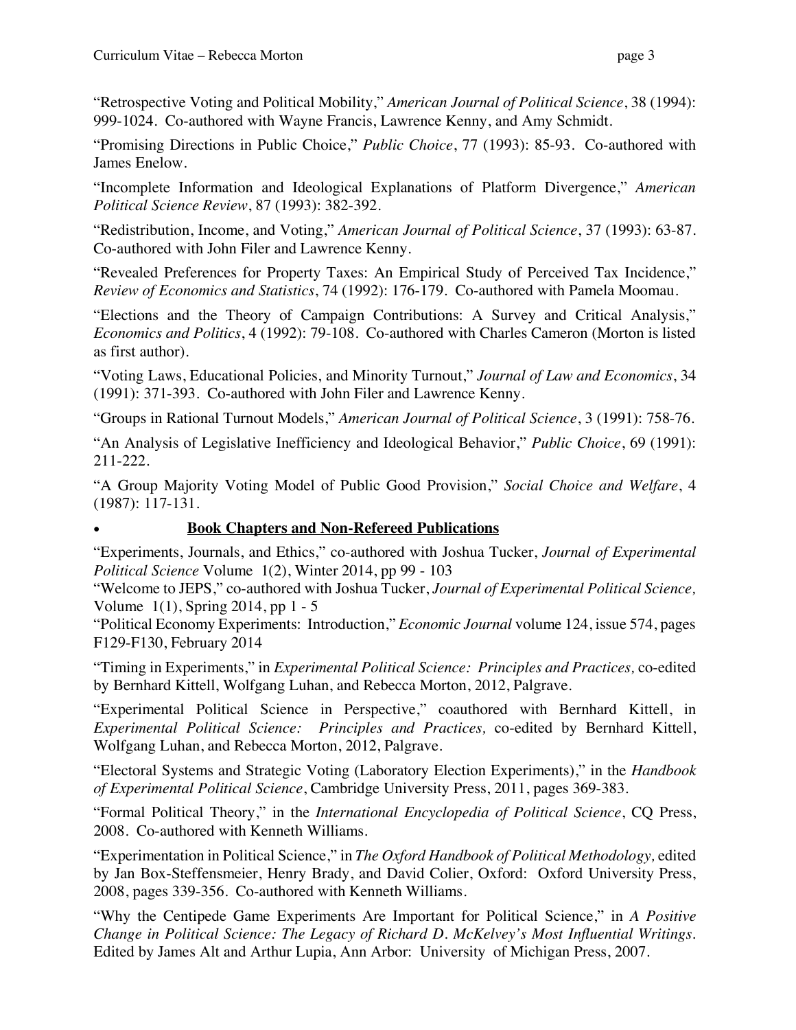"Retrospective Voting and Political Mobility," *American Journal of Political Science*, 38 (1994): 999-1024. Co-authored with Wayne Francis, Lawrence Kenny, and Amy Schmidt.

"Promising Directions in Public Choice," *Public Choice*, 77 (1993): 85-93. Co-authored with James Enelow.

"Incomplete Information and Ideological Explanations of Platform Divergence," *American Political Science Review*, 87 (1993): 382-392.

"Redistribution, Income, and Voting," *American Journal of Political Science*, 37 (1993): 63-87. Co-authored with John Filer and Lawrence Kenny.

"Revealed Preferences for Property Taxes: An Empirical Study of Perceived Tax Incidence," *Review of Economics and Statistics*, 74 (1992): 176-179. Co-authored with Pamela Moomau.

"Elections and the Theory of Campaign Contributions: A Survey and Critical Analysis," *Economics and Politics*, 4 (1992): 79-108. Co-authored with Charles Cameron (Morton is listed as first author).

"Voting Laws, Educational Policies, and Minority Turnout," *Journal of Law and Economics*, 34 (1991): 371-393. Co-authored with John Filer and Lawrence Kenny.

"Groups in Rational Turnout Models," *American Journal of Political Science*, 3 (1991): 758-76.

"An Analysis of Legislative Inefficiency and Ideological Behavior," *Public Choice*, 69 (1991): 211-222.

"A Group Majority Voting Model of Public Good Provision," *Social Choice and Welfare*, 4 (1987): 117-131.

- **Book Chapters and Non-Refereed Publications**

"Experiments, Journals, and Ethics," co-authored with Joshua Tucker, *Journal of Experimental Political Science* Volume 1(2), Winter 2014, pp 99 - 103

"Welcome to JEPS," co-authored with Joshua Tucker, *Journal of Experimental Political Science,* Volume 1(1), Spring 2014, pp 1 - 5

"Political Economy Experiments: Introduction," *Economic Journal* volume 124, issue 574, pages F129-F130, February 2014

"Timing in Experiments," in *Experimental Political Science: Principles and Practices,* co-edited by Bernhard Kittell, Wolfgang Luhan, and Rebecca Morton, 2012, Palgrave.

"Experimental Political Science in Perspective," coauthored with Bernhard Kittell, in *Experimental Political Science: Principles and Practices,* co-edited by Bernhard Kittell, Wolfgang Luhan, and Rebecca Morton, 2012, Palgrave.

"Electoral Systems and Strategic Voting (Laboratory Election Experiments)," in the *Handbook of Experimental Political Science*, Cambridge University Press, 2011, pages 369-383.

"Formal Political Theory," in the *International Encyclopedia of Political Science*, CQ Press, 2008. Co-authored with Kenneth Williams.

"Experimentation in Political Science," in *The Oxford Handbook of Political Methodology,* edited by Jan Box-Steffensmeier, Henry Brady, and David Colier, Oxford: Oxford University Press, 2008, pages 339-356. Co-authored with Kenneth Williams.

"Why the Centipede Game Experiments Are Important for Political Science," in *A Positive Change in Political Science: The Legacy of Richard D. McKelvey's Most Influential Writings.* Edited by James Alt and Arthur Lupia, Ann Arbor: University of Michigan Press, 2007.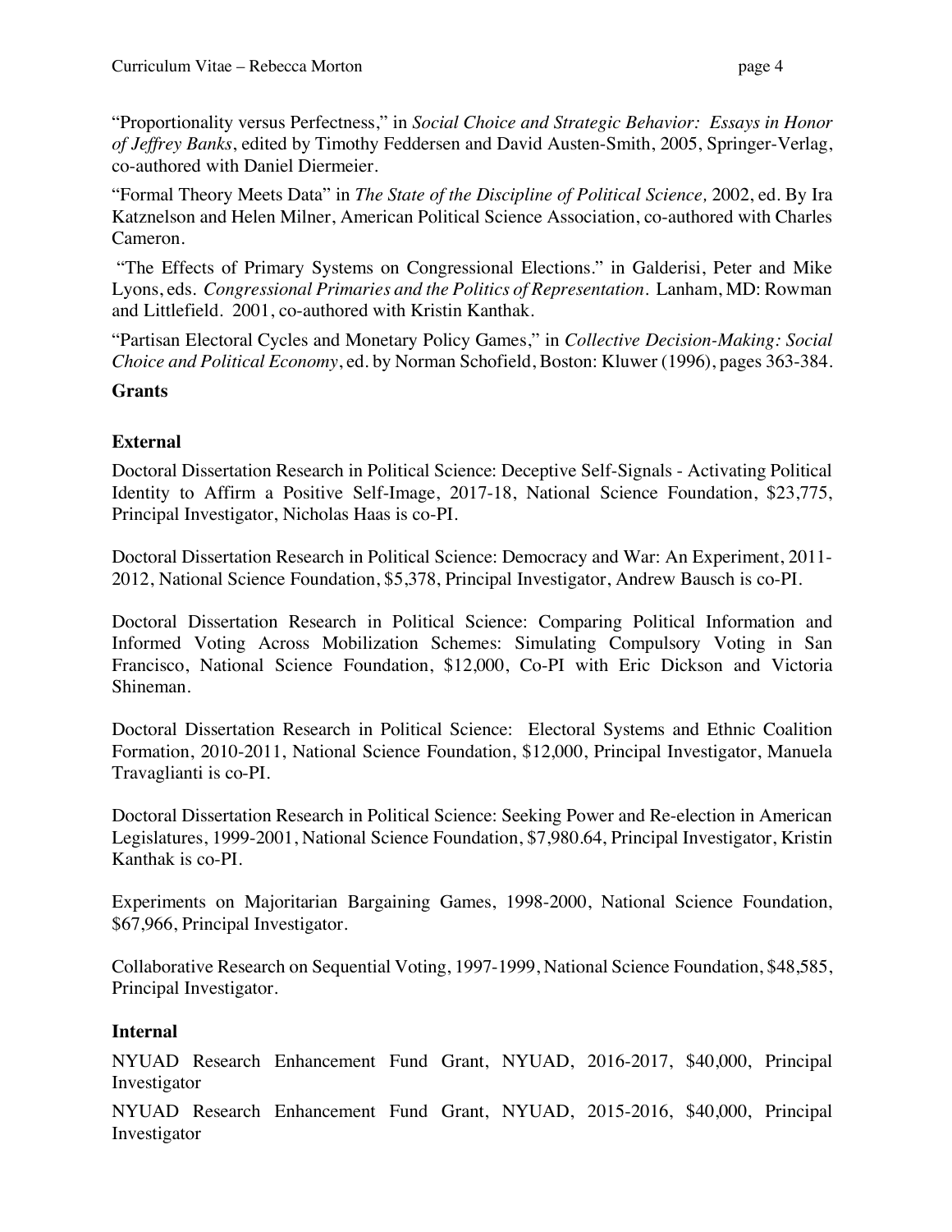"Proportionality versus Perfectness," in *Social Choice and Strategic Behavior: Essays in Honor of Jeffrey Banks*, edited by Timothy Feddersen and David Austen-Smith, 2005, Springer-Verlag, co-authored with Daniel Diermeier.

"Formal Theory Meets Data" in *The State of the Discipline of Political Science,* 2002, ed. By Ira Katznelson and Helen Milner, American Political Science Association, co-authored with Charles Cameron.

"The Effects of Primary Systems on Congressional Elections." in Galderisi, Peter and Mike Lyons, eds. *Congressional Primaries and the Politics of Representation*. Lanham, MD: Rowman and Littlefield. 2001, co-authored with Kristin Kanthak.

"Partisan Electoral Cycles and Monetary Policy Games," in *Collective Decision-Making: Social Choice and Political Economy*, ed. by Norman Schofield, Boston: Kluwer (1996), pages 363-384.

## Grants

### External

Doctoral Dissertation Research in Political Science: Deceptive Self-Signals - Activating Political Identity to Affirm a Positive Self-Image, 2017-18, National Science Foundation, $23,775, Principal Investigator, Nicholas Haas is co-PI.

Doctoral Dissertation Research in Political Science: Democracy and War: An Experiment, 2011-2012, National Science Foundation, $5,378, Principal Investigator, Andrew Bausch is co-PI.

Doctoral Dissertation Research in Political Science: Comparing Political Information and Informed Voting Across Mobilization Schemes: Simulating Compulsory Voting in San Francisco, National Science Foundation, $12,000, Co-PI with Eric Dickson and Victoria Shineman.

Doctoral Dissertation Research in Political Science: Electoral Systems and Ethnic Coalition Formation, 2010-2011, National Science Foundation, $12,000, Principal Investigator, Manuela Travaglianti is co-PI.

Doctoral Dissertation Research in Political Science: Seeking Power and Re-election in American Legislatures, 1999-2001, National Science Foundation, $7,980.64, Principal Investigator, Kristin Kanthak is co-PI.

Experiments on Majoritarian Bargaining Games, 1998-2000, National Science Foundation, $67,966, Principal Investigator.

Collaborative Research on Sequential Voting, 1997-1999, National Science Foundation, $48,585, Principal Investigator.

### Internal

NYUAD Research Enhancement Fund Grant, NYUAD, 2016-2017, $40,000, Principal Investigator

NYUAD Research Enhancement Fund Grant, NYUAD, 2015-2016, $40,000, Principal Investigator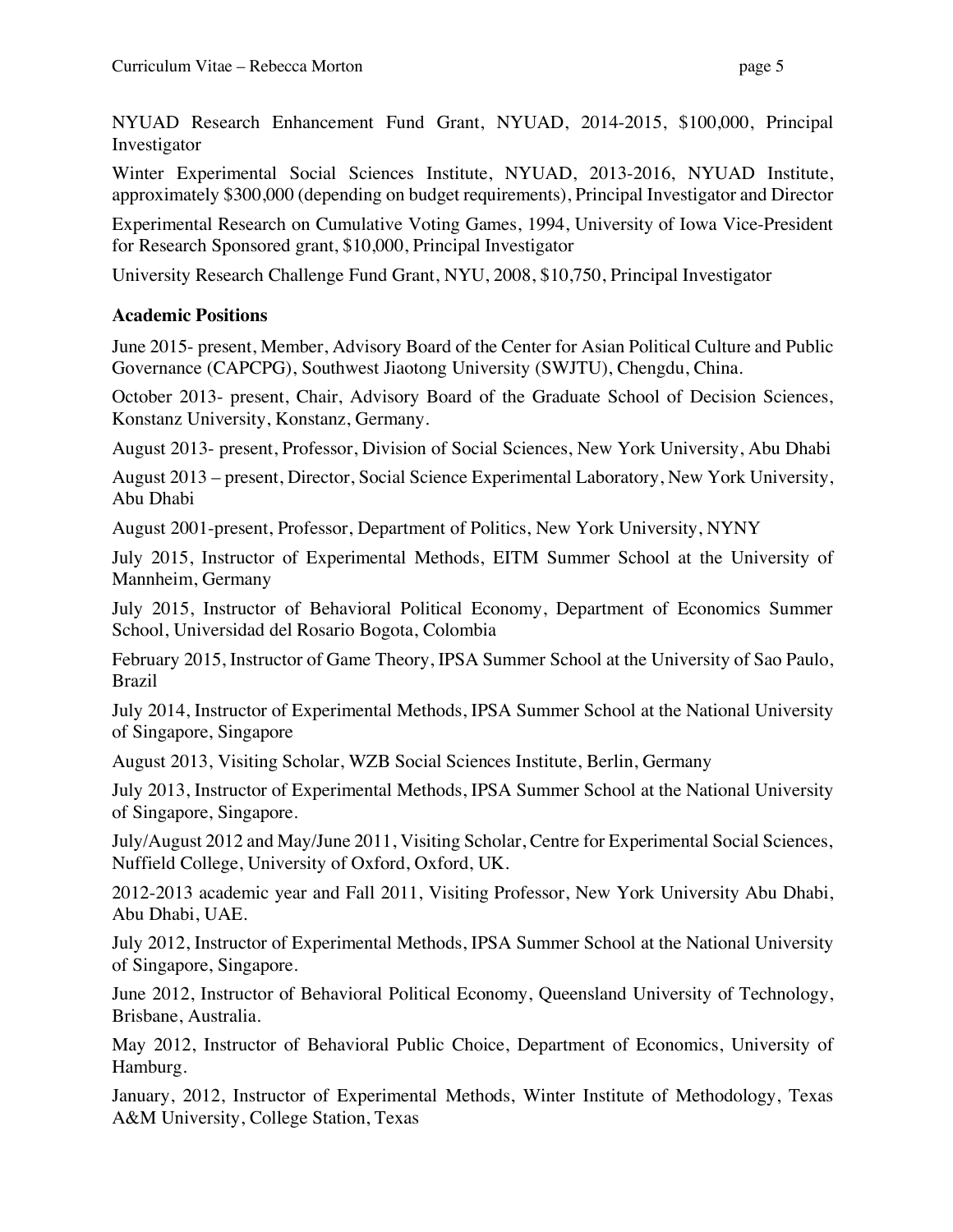NYUAD Research Enhancement Fund Grant, NYUAD, 2014-2015, $100,000, Principal Investigator

Winter Experimental Social Sciences Institute, NYUAD, 2013-2016, NYUAD Institute, approximately $300,000 (depending on budget requirements), Principal Investigator and Director

Experimental Research on Cumulative Voting Games, 1994, University of Iowa Vice-President for Research Sponsored grant, $10,000, Principal Investigator

University Research Challenge Fund Grant, NYU, 2008, $10,750, Principal Investigator

**Academic Positions**

June 2015- present, Member, Advisory Board of the Center for Asian Political Culture and Public Governance (CAPCPG), Southwest Jiaotong University (SWJTU), Chengdu, China.

October 2013- present, Chair, Advisory Board of the Graduate School of Decision Sciences, Konstanz University, Konstanz, Germany.

August 2013- present, Professor, Division of Social Sciences, New York University, Abu Dhabi

August 2013 – present, Director, Social Science Experimental Laboratory, New York University, Abu Dhabi

August 2001-present, Professor, Department of Politics, New York University, NYNY

July 2015, Instructor of Experimental Methods, EITM Summer School at the University of Mannheim, Germany

July 2015, Instructor of Behavioral Political Economy, Department of Economics Summer School, Universidad del Rosario Bogota, Colombia

February 2015, Instructor of Game Theory, IPSA Summer School at the University of Sao Paulo, Brazil

July 2014, Instructor of Experimental Methods, IPSA Summer School at the National University of Singapore, Singapore

August 2013, Visiting Scholar, WZB Social Sciences Institute, Berlin, Germany

July 2013, Instructor of Experimental Methods, IPSA Summer School at the National University of Singapore, Singapore.

July/August 2012 and May/June 2011, Visiting Scholar, Centre for Experimental Social Sciences, Nuffield College, University of Oxford, Oxford, UK.

2012-2013 academic year and Fall 2011, Visiting Professor, New York University Abu Dhabi, Abu Dhabi, UAE.

July 2012, Instructor of Experimental Methods, IPSA Summer School at the National University of Singapore, Singapore.

June 2012, Instructor of Behavioral Political Economy, Queensland University of Technology, Brisbane, Australia.

May 2012, Instructor of Behavioral Public Choice, Department of Economics, University of Hamburg.

January, 2012, Instructor of Experimental Methods, Winter Institute of Methodology, Texas A&M University, College Station, Texas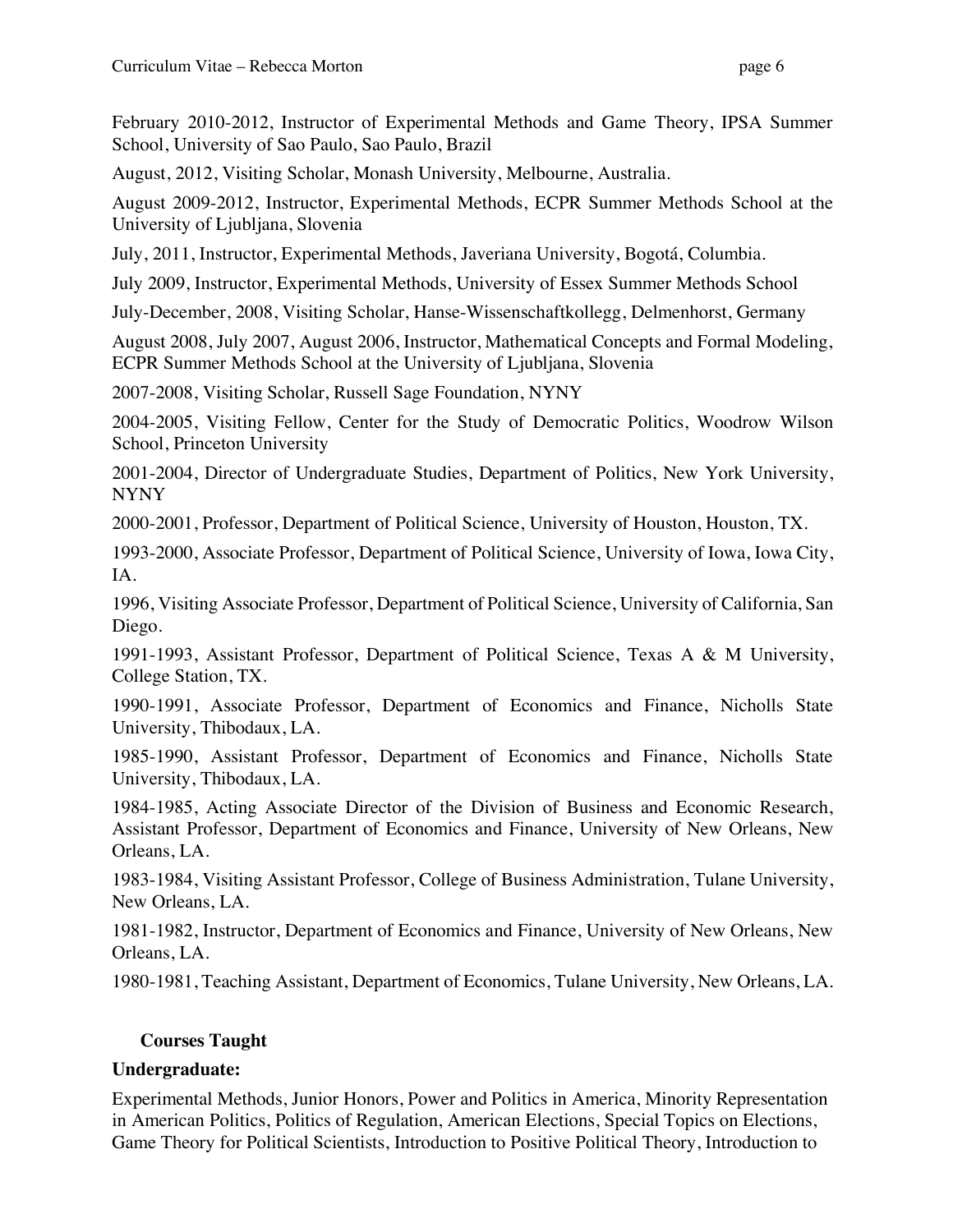February 2010-2012, Instructor of Experimental Methods and Game Theory, IPSA Summer School, University of Sao Paulo, Sao Paulo, Brazil

August, 2012, Visiting Scholar, Monash University, Melbourne, Australia.

August 2009-2012, Instructor, Experimental Methods, ECPR Summer Methods School at the University of Ljubljana, Slovenia

July, 2011, Instructor, Experimental Methods, Javeriana University, Bogotá, Columbia.

July 2009, Instructor, Experimental Methods, University of Essex Summer Methods School

July-December, 2008, Visiting Scholar, Hanse-Wissenschaftkollegg, Delmenhorst, Germany

August 2008, July 2007, August 2006, Instructor, Mathematical Concepts and Formal Modeling, ECPR Summer Methods School at the University of Ljubljana, Slovenia

2007-2008, Visiting Scholar, Russell Sage Foundation, NYNY

2004-2005, Visiting Fellow, Center for the Study of Democratic Politics, Woodrow Wilson School, Princeton University

2001-2004, Director of Undergraduate Studies, Department of Politics, New York University, NYNY

2000-2001, Professor, Department of Political Science, University of Houston, Houston, TX.

1993-2000, Associate Professor, Department of Political Science, University of Iowa, Iowa City, IA.

1996, Visiting Associate Professor, Department of Political Science, University of California, San Diego.

1991-1993, Assistant Professor, Department of Political Science, Texas A & M University, College Station, TX.

1990-1991, Associate Professor, Department of Economics and Finance, Nicholls State University, Thibodaux, LA.

1985-1990, Assistant Professor, Department of Economics and Finance, Nicholls State University, Thibodaux, LA.

1984-1985, Acting Associate Director of the Division of Business and Economic Research, Assistant Professor, Department of Economics and Finance, University of New Orleans, New Orleans, LA.

1983-1984, Visiting Assistant Professor, College of Business Administration, Tulane University, New Orleans, LA.

1981-1982, Instructor, Department of Economics and Finance, University of New Orleans, New Orleans, LA.

1980-1981, Teaching Assistant, Department of Economics, Tulane University, New Orleans, LA.

## Courses Taught

**Undergraduate:**

Experimental Methods, Junior Honors, Power and Politics in America, Minority Representation in American Politics, Politics of Regulation, American Elections, Special Topics on Elections, Game Theory for Political Scientists, Introduction to Positive Political Theory, Introduction to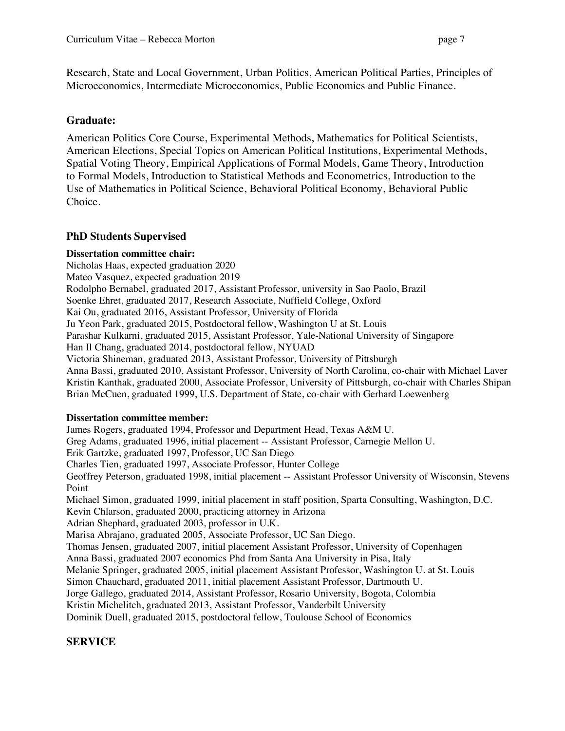Research, State and Local Government, Urban Politics, American Political Parties, Principles of Microeconomics, Intermediate Microeconomics, Public Economics and Public Finance.

### Graduate:

American Politics Core Course, Experimental Methods, Mathematics for Political Scientists, American Elections, Special Topics on American Political Institutions, Experimental Methods, Spatial Voting Theory, Empirical Applications of Formal Models, Game Theory, Introduction to Formal Models, Introduction to Statistical Methods and Econometrics, Introduction to the Use of Mathematics in Political Science, Behavioral Political Economy, Behavioral Public Choice.

## PhD Students Supervised

**Dissertation committee chair:**

Nicholas Haas, expected graduation 2020
Mateo Vasquez, expected graduation 2019
Rodolpho Bernabel, graduated 2017, Assistant Professor, university in Sao Paolo, Brazil
Soenke Ehret, graduated 2017, Research Associate, Nuffield College, Oxford
Kai Ou, graduated 2016, Assistant Professor, University of Florida
Ju Yeon Park, graduated 2015, Postdoctoral fellow, Washington U at St. Louis
Parashar Kulkarni, graduated 2015, Assistant Professor, Yale-National University of Singapore
Han Il Chang, graduated 2014, postdoctoral fellow, NYUAD
Victoria Shineman, graduated 2013, Assistant Professor, University of Pittsburgh
Anna Bassi, graduated 2010, Assistant Professor, University of North Carolina, co-chair with Michael Laver
Kristin Kanthak, graduated 2000, Associate Professor, University of Pittsburgh, co-chair with Charles Shipan
Brian McCuen, graduated 1999, U.S. Department of State, co-chair with Gerhard Loewenberg

**Dissertation committee member:**

James Rogers, graduated 1994, Professor and Department Head, Texas A&M U.
Greg Adams, graduated 1996, initial placement -- Assistant Professor, Carnegie Mellon U.
Erik Gartzke, graduated 1997, Professor, UC San Diego
Charles Tien, graduated 1997, Associate Professor, Hunter College
Geoffrey Peterson, graduated 1998, initial placement -- Assistant Professor University of Wisconsin, Stevens Point
Michael Simon, graduated 1999, initial placement in staff position, Sparta Consulting, Washington, D.C.
Kevin Chlarson, graduated 2000, practicing attorney in Arizona
Adrian Shephard, graduated 2003, professor in U.K.
Marisa Abrajano, graduated 2005, Associate Professor, UC San Diego.
Thomas Jensen, graduated 2007, initial placement Assistant Professor, University of Copenhagen
Anna Bassi, graduated 2007 economics Phd from Santa Ana University in Pisa, Italy
Melanie Springer, graduated 2005, initial placement Assistant Professor, Washington U. at St. Louis
Simon Chauchard, graduated 2011, initial placement Assistant Professor, Dartmouth U.
Jorge Gallego, graduated 2014, Assistant Professor, Rosario University, Bogota, Colombia
Kristin Michelitch, graduated 2013, Assistant Professor, Vanderbilt University
Dominik Duell, graduated 2015, postdoctoral fellow, Toulouse School of Economics

# SERVICE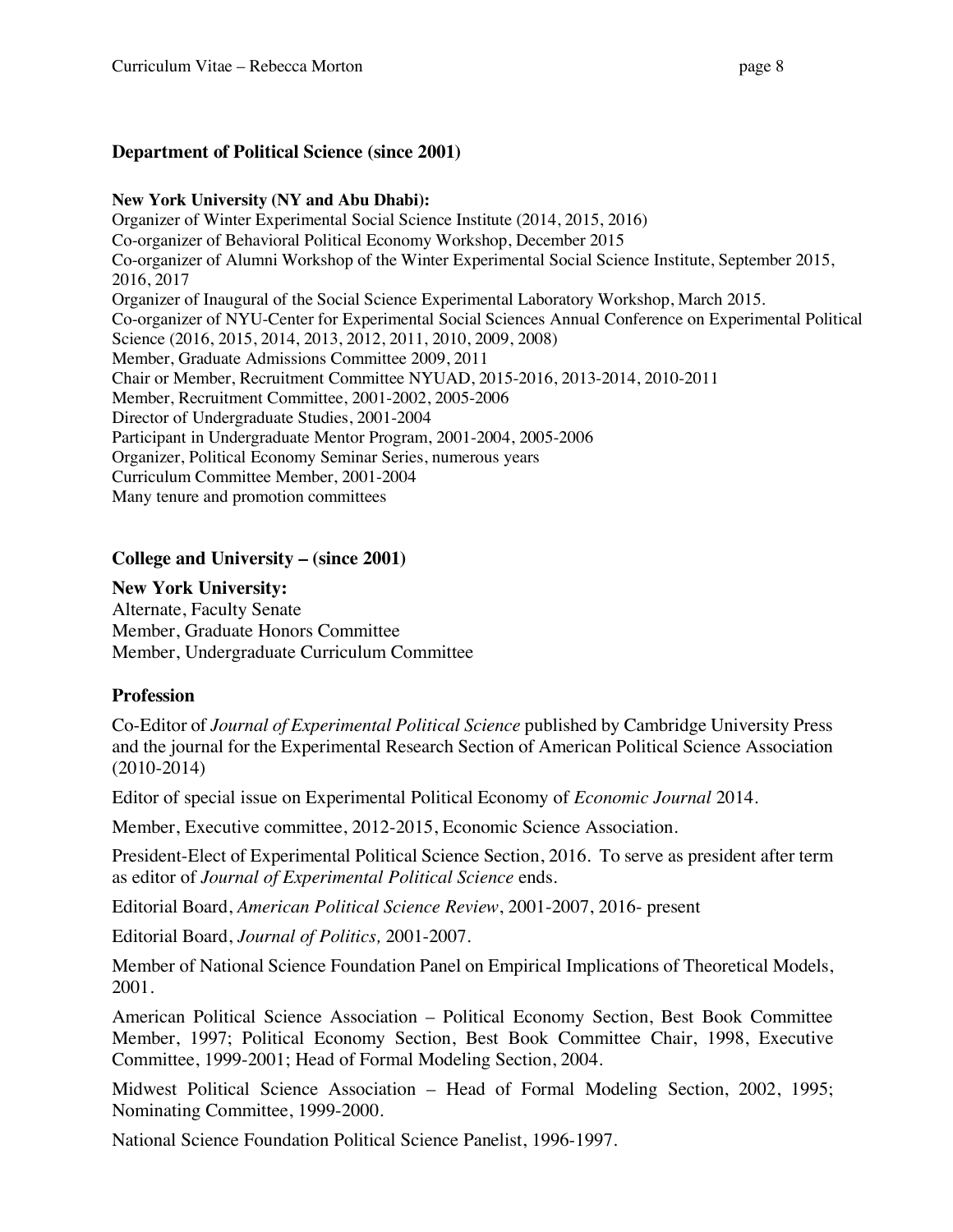## Department of Political Science (since 2001)

**New York University (NY and Abu Dhabi):**

Organizer of Winter Experimental Social Science Institute (2014, 2015, 2016)
Co-organizer of Behavioral Political Economy Workshop, December 2015
Co-organizer of Alumni Workshop of the Winter Experimental Social Science Institute, September 2015, 2016, 2017
Organizer of Inaugural of the Social Science Experimental Laboratory Workshop, March 2015.
Co-organizer of NYU-Center for Experimental Social Sciences Annual Conference on Experimental Political Science (2016, 2015, 2014, 2013, 2012, 2011, 2010, 2009, 2008)
Member, Graduate Admissions Committee 2009, 2011
Chair or Member, Recruitment Committee NYUAD, 2015-2016, 2013-2014, 2010-2011
Member, Recruitment Committee, 2001-2002, 2005-2006
Director of Undergraduate Studies, 2001-2004
Participant in Undergraduate Mentor Program, 2001-2004, 2005-2006
Organizer, Political Economy Seminar Series, numerous years
Curriculum Committee Member, 2001-2004
Many tenure and promotion committees

## College and University – (since 2001)

**New York University:**

Alternate, Faculty Senate
Member, Graduate Honors Committee
Member, Undergraduate Curriculum Committee

## Profession

Co-Editor of *Journal of Experimental Political Science* published by Cambridge University Press and the journal for the Experimental Research Section of American Political Science Association (2010-2014)

Editor of special issue on Experimental Political Economy of *Economic Journal* 2014.

Member, Executive committee, 2012-2015, Economic Science Association.

President-Elect of Experimental Political Science Section, 2016. To serve as president after term as editor of *Journal of Experimental Political Science* ends.

Editorial Board, *American Political Science Review*, 2001-2007, 2016- present

Editorial Board, *Journal of Politics,* 2001-2007.

Member of National Science Foundation Panel on Empirical Implications of Theoretical Models, 2001.

American Political Science Association – Political Economy Section, Best Book Committee Member, 1997; Political Economy Section, Best Book Committee Chair, 1998, Executive Committee, 1999-2001; Head of Formal Modeling Section, 2004.

Midwest Political Science Association – Head of Formal Modeling Section, 2002, 1995; Nominating Committee, 1999-2000.

National Science Foundation Political Science Panelist, 1996-1997.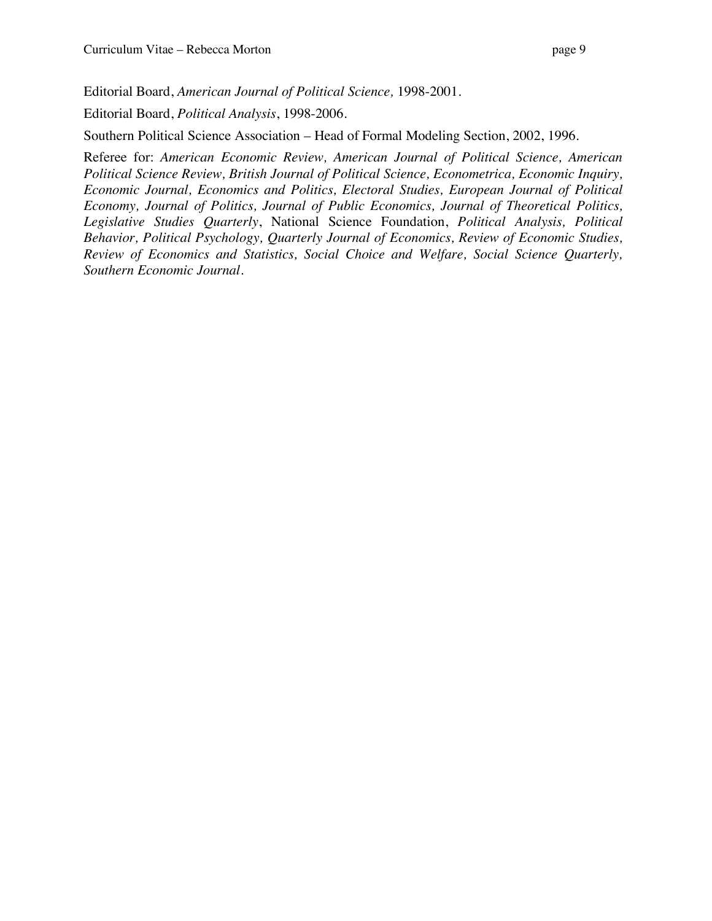Editorial Board, *American Journal of Political Science,* 1998-2001.

Editorial Board, *Political Analysis*, 1998-2006.

Southern Political Science Association – Head of Formal Modeling Section, 2002, 1996.

Referee for: *American Economic Review, American Journal of Political Science, American Political Science Review, British Journal of Political Science, Econometrica, Economic Inquiry, Economic Journal, Economics and Politics, Electoral Studies, European Journal of Political Economy, Journal of Politics, Journal of Public Economics, Journal of Theoretical Politics, Legislative Studies Quarterly*, National Science Foundation, *Political Analysis, Political Behavior, Political Psychology, Quarterly Journal of Economics, Review of Economic Studies, Review of Economics and Statistics, Social Choice and Welfare, Social Science Quarterly, Southern Economic Journal*.